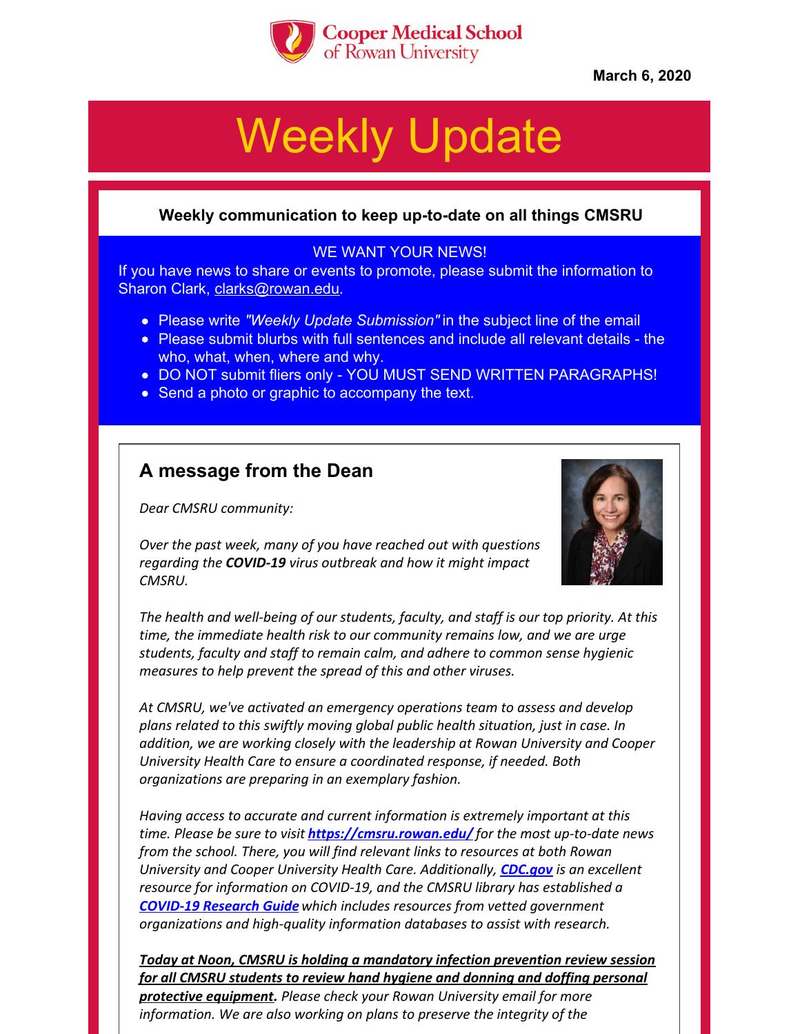Cooper Medical School of Rowan University

March 6, 2020

# Weekly Update

**Weekly communication to keep up-to-date on all things CMSRU**

WE WANT YOUR NEWS!

If you have news to share or events to promote, please submit the information to Sharon Clark, clarks@rowan.edu.

- Please write *"Weekly Update Submission"* in the subject line of the email
- Please submit blurbs with full sentences and include all relevant details - the who, what, when, where and why.
- DO NOT submit fliers only - YOU MUST SEND WRITTEN PARAGRAPHS!
- Send a photo or graphic to accompany the text.

## A message from the Dean

*Dear CMSRU community:*

*Over the past week, many of you have reached out with questions regarding the* ***COVID-19*** *virus outbreak and how it might impact CMSRU.*

*The health and well-being of our students, faculty, and staff is our top priority. At this time, the immediate health risk to our community remains low, and we are urge students, faculty and staff to remain calm, and adhere to common sense hygienic measures to help prevent the spread of this and other viruses.*

*At CMSRU, we've activated an emergency operations team to assess and develop plans related to this swiftly moving global public health situation, just in case. In addition, we are working closely with the leadership at Rowan University and Cooper University Health Care to ensure a coordinated response, if needed. Both organizations are preparing in an exemplary fashion.*

*Having access to accurate and current information is extremely important at this time. Please be sure to visit* ***https://cmsru.rowan.edu/*** *for the most up-to-date news from the school. There, you will find relevant links to resources at both Rowan University and Cooper University Health Care. Additionally,* ***CDC.gov*** *is an excellent resource for information on COVID-19, and the CMSRU library has established a* ***COVID-19 Research Guide*** *which includes resources from vetted government organizations and high-quality information databases to assist with research.*

***Today at Noon, CMSRU is holding a mandatory infection prevention review session for all CMSRU students to review hand hygiene and donning and doffing personal protective equipment.*** *Please check your Rowan University email for more information. We are also working on plans to preserve the integrity of the*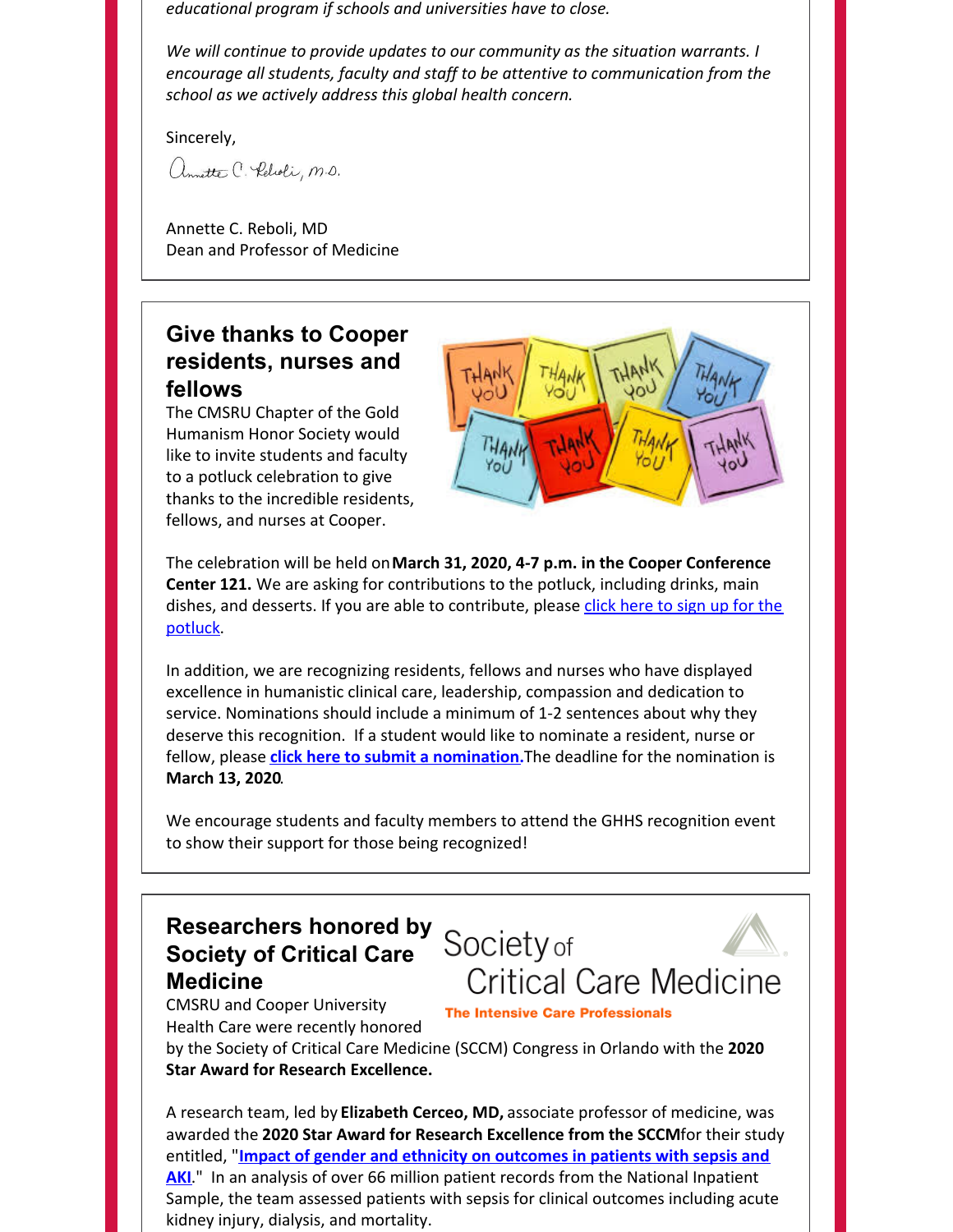*educational program if schools and universities have to close.*

*We will continue to provide updates to our community as the situation warrants. I encourage all students, faculty and staff to be attentive to communication from the school as we actively address this global health concern.*

Sincerely,

Annette C. Reboli, MD
Dean and Professor of Medicine

## Give thanks to Cooper residents, nurses and fellows

The CMSRU Chapter of the Gold Humanism Honor Society would like to invite students and faculty to a potluck celebration to give thanks to the incredible residents, fellows, and nurses at Cooper.

The celebration will be held on **March 31, 2020, 4-7 p.m. in the Cooper Conference Center 121.** We are asking for contributions to the potluck, including drinks, main dishes, and desserts. If you are able to contribute, please click here to sign up for the potluck.

In addition, we are recognizing residents, fellows and nurses who have displayed excellence in humanistic clinical care, leadership, compassion and dedication to service. Nominations should include a minimum of 1-2 sentences about why they deserve this recognition. If a student would like to nominate a resident, nurse or fellow, please **click here to submit a nomination.** The deadline for the nomination is **March 13, 2020**.

We encourage students and faculty members to attend the GHHS recognition event to show their support for those being recognized!

## Researchers honored by Society of Critical Care Medicine

CMSRU and Cooper University Health Care were recently honored by the Society of Critical Care Medicine (SCCM) Congress in Orlando with the **2020 Star Award for Research Excellence.**

A research team, led by **Elizabeth Cerceo, MD,** associate professor of medicine, was awarded the **2020 Star Award for Research Excellence from the SCCM** for their study entitled, "**Impact of gender and ethnicity on outcomes in patients with sepsis and AKI**." In an analysis of over 66 million patient records from the National Inpatient Sample, the team assessed patients with sepsis for clinical outcomes including acute kidney injury, dialysis, and mortality.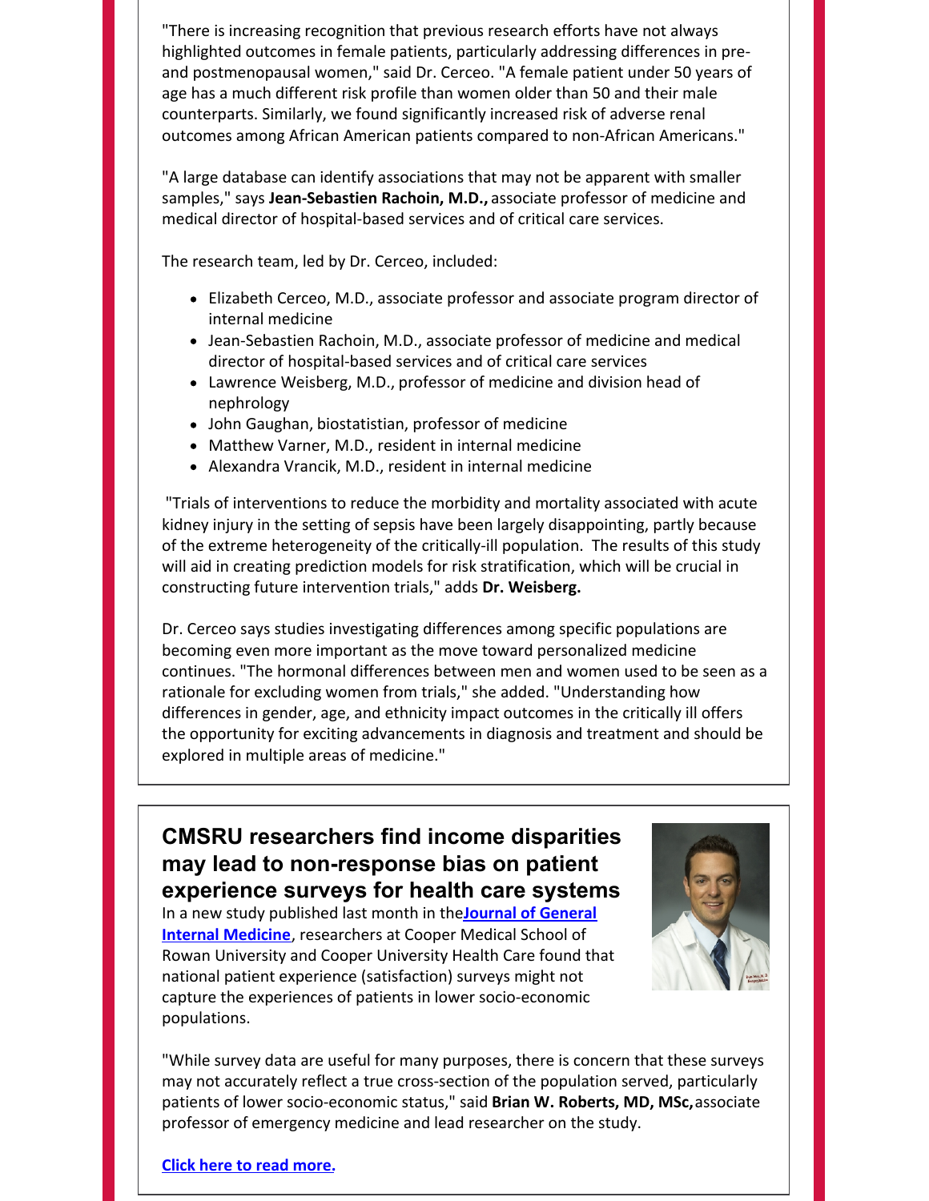"There is increasing recognition that previous research efforts have not always highlighted outcomes in female patients, particularly addressing differences in pre- and postmenopausal women," said Dr. Cerceo. "A female patient under 50 years of age has a much different risk profile than women older than 50 and their male counterparts. Similarly, we found significantly increased risk of adverse renal outcomes among African American patients compared to non-African Americans."

"A large database can identify associations that may not be apparent with smaller samples," says **Jean-Sebastien Rachoin, M.D.,** associate professor of medicine and medical director of hospital-based services and of critical care services.

The research team, led by Dr. Cerceo, included:

- Elizabeth Cerceo, M.D., associate professor and associate program director of internal medicine
- Jean-Sebastien Rachoin, M.D., associate professor of medicine and medical director of hospital-based services and of critical care services
- Lawrence Weisberg, M.D., professor of medicine and division head of nephrology
- John Gaughan, biostatistian, professor of medicine
- Matthew Varner, M.D., resident in internal medicine
- Alexandra Vrancik, M.D., resident in internal medicine

"Trials of interventions to reduce the morbidity and mortality associated with acute kidney injury in the setting of sepsis have been largely disappointing, partly because of the extreme heterogeneity of the critically-ill population. The results of this study will aid in creating prediction models for risk stratification, which will be crucial in constructing future intervention trials," adds **Dr. Weisberg.**

Dr. Cerceo says studies investigating differences among specific populations are becoming even more important as the move toward personalized medicine continues. "The hormonal differences between men and women used to be seen as a rationale for excluding women from trials," she added. "Understanding how differences in gender, age, and ethnicity impact outcomes in the critically ill offers the opportunity for exciting advancements in diagnosis and treatment and should be explored in multiple areas of medicine."

## CMSRU researchers find income disparities may lead to non-response bias on patient experience surveys for health care systems

In a new study published last month in the **Journal of General Internal Medicine**, researchers at Cooper Medical School of Rowan University and Cooper University Health Care found that national patient experience (satisfaction) surveys might not capture the experiences of patients in lower socio-economic populations.

"While survey data are useful for many purposes, there is concern that these surveys may not accurately reflect a true cross-section of the population served, particularly patients of lower socio-economic status," said **Brian W. Roberts, MD, MSc,** associate professor of emergency medicine and lead researcher on the study.

**Click here to read more.**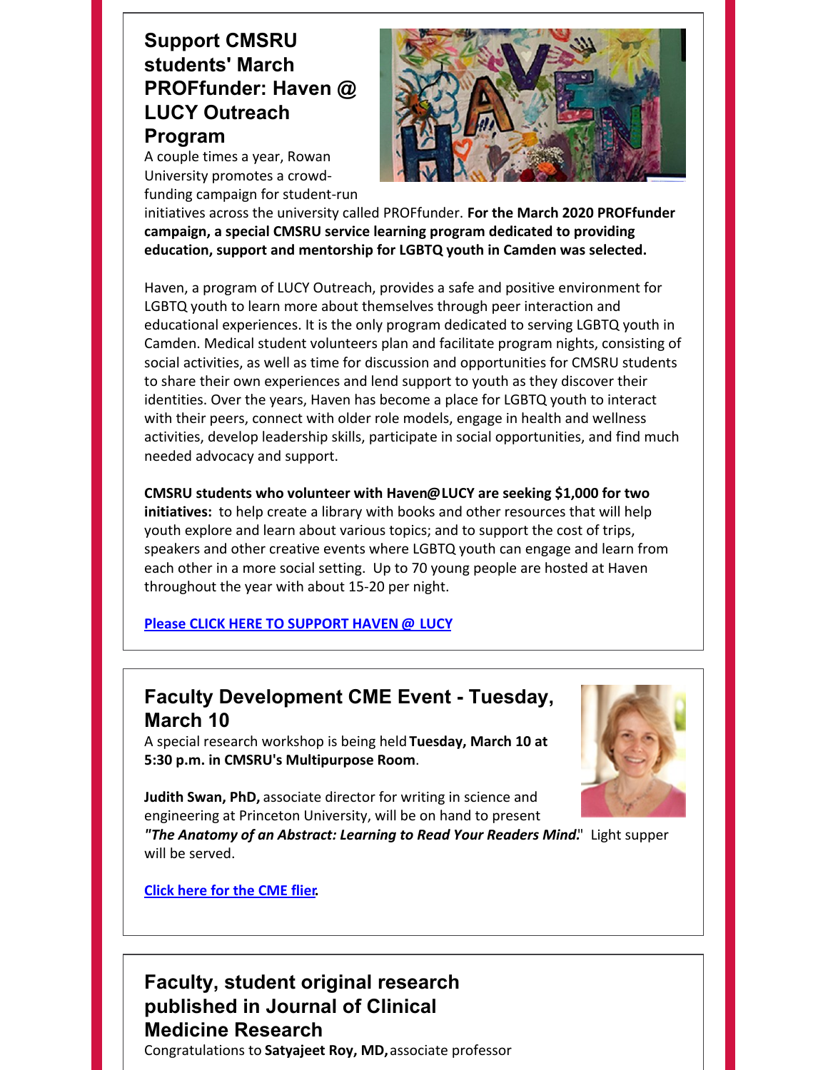## Support CMSRU students' March PROFfunder: Haven @ LUCY Outreach Program

A couple times a year, Rowan University promotes a crowd-funding campaign for student-run initiatives across the university called PROFfunder. **For the March 2020 PROFfunder campaign, a special CMSRU service learning program dedicated to providing education, support and mentorship for LGBTQ youth in Camden was selected.**

Haven, a program of LUCY Outreach, provides a safe and positive environment for LGBTQ youth to learn more about themselves through peer interaction and educational experiences. It is the only program dedicated to serving LGBTQ youth in Camden. Medical student volunteers plan and facilitate program nights, consisting of social activities, as well as time for discussion and opportunities for CMSRU students to share their own experiences and lend support to youth as they discover their identities. Over the years, Haven has become a place for LGBTQ youth to interact with their peers, connect with older role models, engage in health and wellness activities, develop leadership skills, participate in social opportunities, and find much needed advocacy and support.

**CMSRU students who volunteer with Haven@LUCY are seeking $1,000 for two initiatives:** to help create a library with books and other resources that will help youth explore and learn about various topics; and to support the cost of trips, speakers and other creative events where LGBTQ youth can engage and learn from each other in a more social setting. Up to 70 young people are hosted at Haven throughout the year with about 15-20 per night.

**Please CLICK HERE TO SUPPORT HAVEN @ LUCY**

## Faculty Development CME Event - Tuesday, March 10

A special research workshop is being held **Tuesday, March 10 at 5:30 p.m. in CMSRU's Multipurpose Room**.

**Judith Swan, PhD,** associate director for writing in science and engineering at Princeton University, will be on hand to present ***"The Anatomy of an Abstract: Learning to Read Your Readers Mind."*** Light supper will be served.

**Click here for the CME flier.**

## Faculty, student original research published in Journal of Clinical Medicine Research

Congratulations to **Satyajeet Roy, MD,** associate professor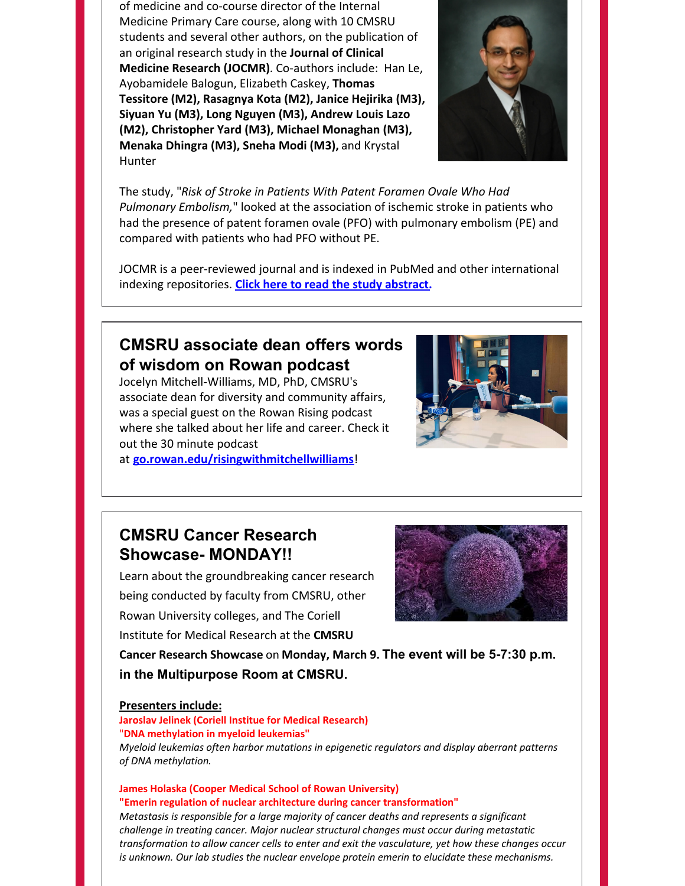of medicine and co-course director of the Internal Medicine Primary Care course, along with 10 CMSRU students and several other authors, on the publication of an original research study in the **Journal of Clinical Medicine Research (JOCMR)**. Co-authors include: Han Le, Ayobamidele Balogun, Elizabeth Caskey, **Thomas Tessitore (M2), Rasagnya Kota (M2), Janice Hejirika (M3), Siyuan Yu (M3), Long Nguyen (M3), Andrew Louis Lazo (M2), Christopher Yard (M3), Michael Monaghan (M3), Menaka Dhingra (M3), Sneha Modi (M3),** and Krystal Hunter

The study, "*Risk of Stroke in Patients With Patent Foramen Ovale Who Had Pulmonary Embolism,*" looked at the association of ischemic stroke in patients who had the presence of patent foramen ovale (PFO) with pulmonary embolism (PE) and compared with patients who had PFO without PE.

JOCMR is a peer-reviewed journal and is indexed in PubMed and other international indexing repositories. **Click here to read the study abstract.**

## CMSRU associate dean offers words of wisdom on Rowan podcast

Jocelyn Mitchell-Williams, MD, PhD, CMSRU's associate dean for diversity and community affairs, was a special guest on the Rowan Rising podcast where she talked about her life and career. Check it out the 30 minute podcast at **go.rowan.edu/risingwithmitchellwilliams**!

## CMSRU Cancer Research Showcase- MONDAY!!

Learn about the groundbreaking cancer research being conducted by faculty from CMSRU, other Rowan University colleges, and The Coriell Institute for Medical Research at the **CMSRU Cancer Research Showcase** on **Monday, March 9. The event will be 5-7:30 p.m. in the Multipurpose Room at CMSRU.**

**Presenters include:**

**Jaroslav Jelinek (Coriell Institue for Medical Research)**
**"DNA methylation in myeloid leukemias"**
*Myeloid leukemias often harbor mutations in epigenetic regulators and display aberrant patterns of DNA methylation.*

**James Holaska (Cooper Medical School of Rowan University)**
**"Emerin regulation of nuclear architecture during cancer transformation"**
*Metastasis is responsible for a large majority of cancer deaths and represents a significant challenge in treating cancer. Major nuclear structural changes must occur during metastatic transformation to allow cancer cells to enter and exit the vasculature, yet how these changes occur is unknown. Our lab studies the nuclear envelope protein emerin to elucidate these mechanisms.*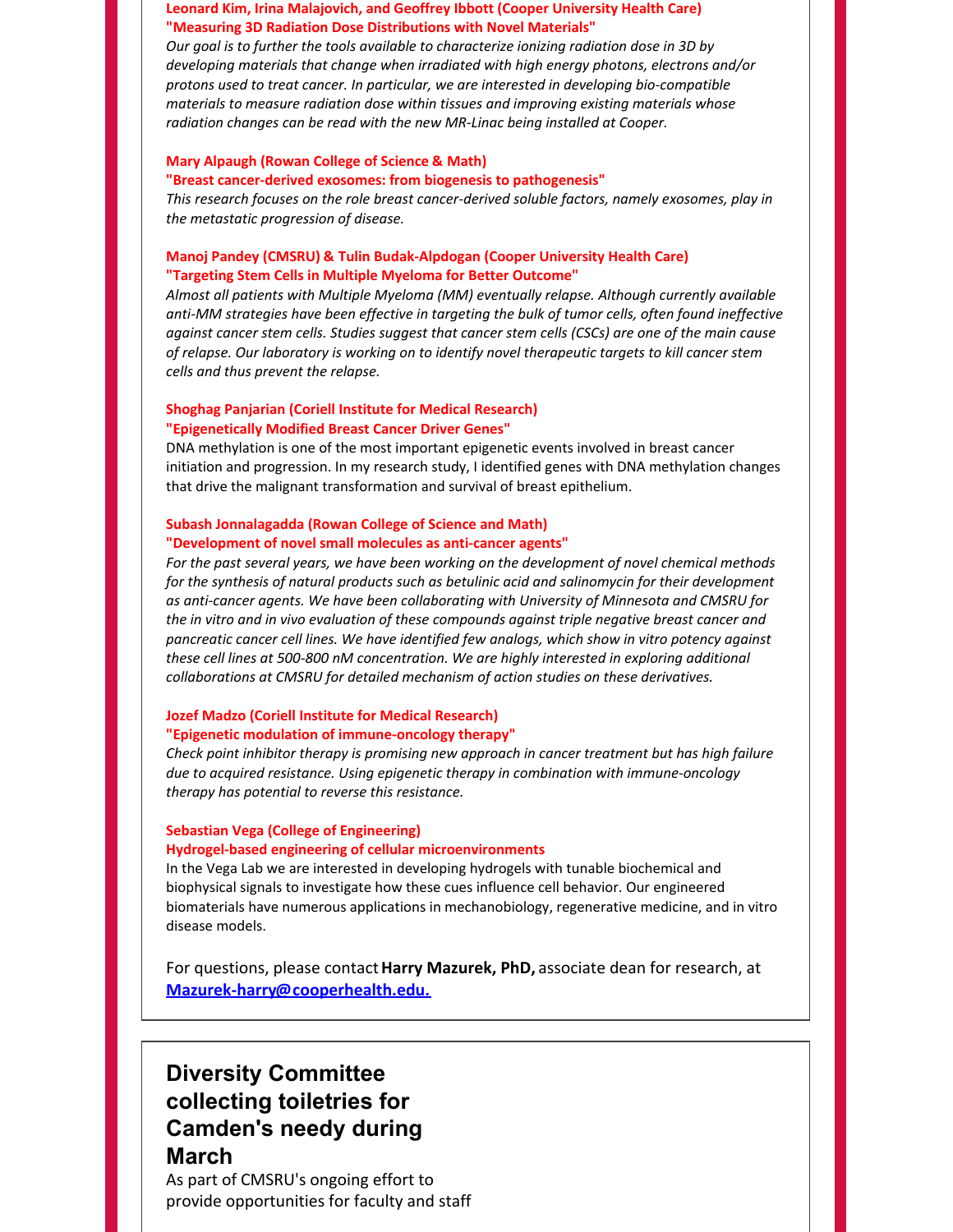**Leonard Kim, Irina Malajovich, and Geoffrey Ibbott (Cooper University Health Care)**
**"Measuring 3D Radiation Dose Distributions with Novel Materials"**
*Our goal is to further the tools available to characterize ionizing radiation dose in 3D by developing materials that change when irradiated with high energy photons, electrons and/or protons used to treat cancer. In particular, we are interested in developing bio-compatible materials to measure radiation dose within tissues and improving existing materials whose radiation changes can be read with the new MR-Linac being installed at Cooper.*

**Mary Alpaugh (Rowan College of Science & Math)**
**"Breast cancer-derived exosomes: from biogenesis to pathogenesis"**
*This research focuses on the role breast cancer-derived soluble factors, namely exosomes, play in the metastatic progression of disease.*

**Manoj Pandey (CMSRU) & Tulin Budak-Alpdogan (Cooper University Health Care)**
**"Targeting Stem Cells in Multiple Myeloma for Better Outcome"**
*Almost all patients with Multiple Myeloma (MM) eventually relapse. Although currently available anti-MM strategies have been effective in targeting the bulk of tumor cells, often found ineffective against cancer stem cells. Studies suggest that cancer stem cells (CSCs) are one of the main cause of relapse. Our laboratory is working on to identify novel therapeutic targets to kill cancer stem cells and thus prevent the relapse.*

**Shoghag Panjarian (Coriell Institute for Medical Research)**
**"Epigenetically Modified Breast Cancer Driver Genes"**
DNA methylation is one of the most important epigenetic events involved in breast cancer initiation and progression. In my research study, I identified genes with DNA methylation changes that drive the malignant transformation and survival of breast epithelium.

**Subash Jonnalagadda (Rowan College of Science and Math)**
**"Development of novel small molecules as anti-cancer agents"**
*For the past several years, we have been working on the development of novel chemical methods for the synthesis of natural products such as betulinic acid and salinomycin for their development as anti-cancer agents. We have been collaborating with University of Minnesota and CMSRU for the in vitro and in vivo evaluation of these compounds against triple negative breast cancer and pancreatic cancer cell lines. We have identified few analogs, which show in vitro potency against these cell lines at 500-800 nM concentration. We are highly interested in exploring additional collaborations at CMSRU for detailed mechanism of action studies on these derivatives.*

**Jozef Madzo (Coriell Institute for Medical Research)**
**"Epigenetic modulation of immune-oncology therapy"**
*Check point inhibitor therapy is promising new approach in cancer treatment but has high failure due to acquired resistance. Using epigenetic therapy in combination with immune-oncology therapy has potential to reverse this resistance.*

**Sebastian Vega (College of Engineering)**
**Hydrogel-based engineering of cellular microenvironments**
In the Vega Lab we are interested in developing hydrogels with tunable biochemical and biophysical signals to investigate how these cues influence cell behavior. Our engineered biomaterials have numerous applications in mechanobiology, regenerative medicine, and in vitro disease models.

For questions, please contact **Harry Mazurek, PhD,** associate dean for research, at **Mazurek-harry@cooperhealth.edu.**

## Diversity Committee collecting toiletries for Camden's needy during March

As part of CMSRU's ongoing effort to provide opportunities for faculty and staff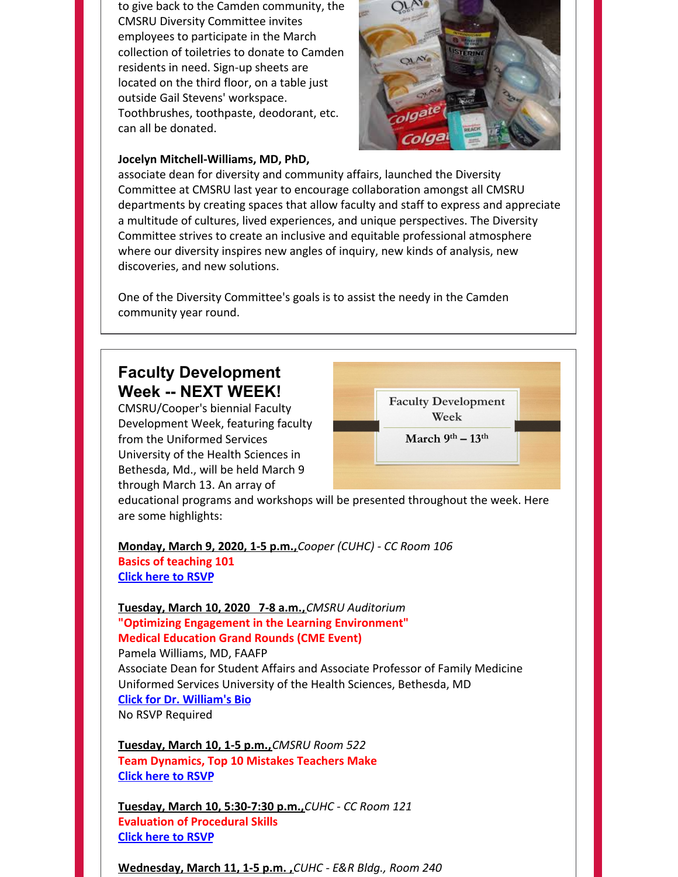to give back to the Camden community, the CMSRU Diversity Committee invites employees to participate in the March collection of toiletries to donate to Camden residents in need. Sign-up sheets are located on the third floor, on a table just outside Gail Stevens' workspace. Toothbrushes, toothpaste, deodorant, etc. can all be donated.

**Jocelyn Mitchell-Williams, MD, PhD,** associate dean for diversity and community affairs, launched the Diversity Committee at CMSRU last year to encourage collaboration amongst all CMSRU departments by creating spaces that allow faculty and staff to express and appreciate a multitude of cultures, lived experiences, and unique perspectives. The Diversity Committee strives to create an inclusive and equitable professional atmosphere where our diversity inspires new angles of inquiry, new kinds of analysis, new discoveries, and new solutions.

One of the Diversity Committee's goals is to assist the needy in the Camden community year round.

## Faculty Development Week -- NEXT WEEK!

CMSRU/Cooper's biennial Faculty Development Week, featuring faculty from the Uniformed Services University of the Health Sciences in Bethesda, Md., will be held March 9 through March 13. An array of educational programs and workshops will be presented throughout the week. Here are some highlights:

**Monday, March 9, 2020, 1-5 p.m.,** *Cooper (CUHC) - CC Room 106*
**Basics of teaching 101**
[Click here to RSVP]

**Tuesday, March 10, 2020 7-8 a.m.,** *CMSRU Auditorium*
**"Optimizing Engagement in the Learning Environment"**
**Medical Education Grand Rounds (CME Event)**
Pamela Williams, MD, FAAFP
Associate Dean for Student Affairs and Associate Professor of Family Medicine
Uniformed Services University of the Health Sciences, Bethesda, MD
[Click for Dr. William's Bio]
No RSVP Required

**Tuesday, March 10, 1-5 p.m.,** *CMSRU Room 522*
**Team Dynamics, Top 10 Mistakes Teachers Make**
[Click here to RSVP]

**Tuesday, March 10, 5:30-7:30 p.m.,** *CUHC - CC Room 121*
**Evaluation of Procedural Skills**
[Click here to RSVP]

**Wednesday, March 11, 1-5 p.m. ,** *CUHC - E&R Bldg., Room 240*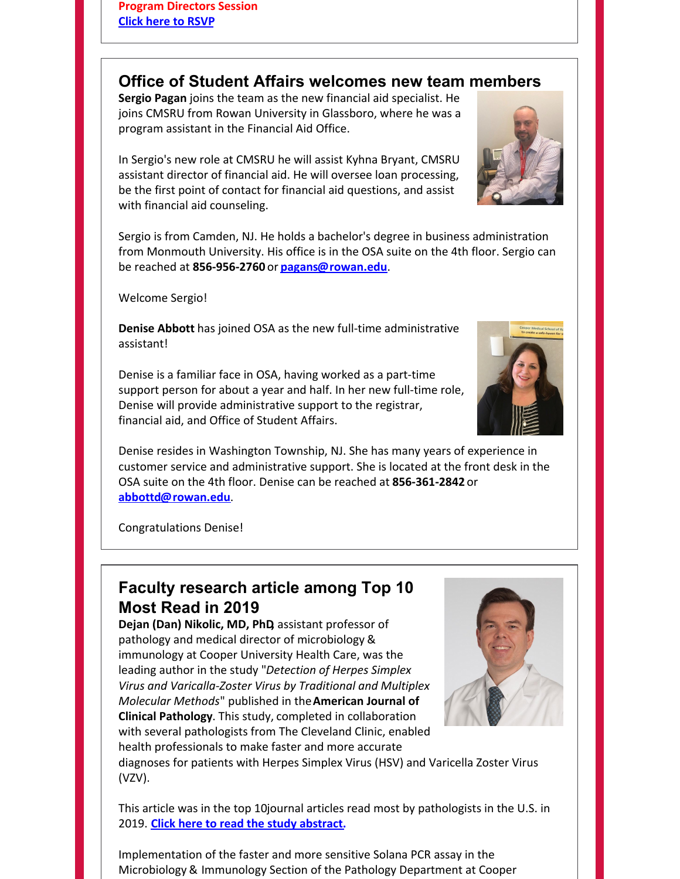**Program Directors Session**
[Click here to RSVP](#)

## Office of Student Affairs welcomes new team members

**Sergio Pagan** joins the team as the new financial aid specialist. He joins CMSRU from Rowan University in Glassboro, where he was a program assistant in the Financial Aid Office.

In Sergio's new role at CMSRU he will assist Kyhna Bryant, CMSRU assistant director of financial aid. He will oversee loan processing, be the first point of contact for financial aid questions, and assist with financial aid counseling.

Sergio is from Camden, NJ. He holds a bachelor's degree in business administration from Monmouth University. His office is in the OSA suite on the 4th floor. Sergio can be reached at **856-956-2760** or **pagans@rowan.edu**.

Welcome Sergio!

**Denise Abbott** has joined OSA as the new full-time administrative assistant!

Denise is a familiar face in OSA, having worked as a part-time support person for about a year and half. In her new full-time role, Denise will provide administrative support to the registrar, financial aid, and Office of Student Affairs.

Denise resides in Washington Township, NJ. She has many years of experience in customer service and administrative support. She is located at the front desk in the OSA suite on the 4th floor. Denise can be reached at **856-361-2842** or **abbottd@rowan.edu**.

Congratulations Denise!

## Faculty research article among Top 10 Most Read in 2019

**Dejan (Dan) Nikolic, MD, PhD**, assistant professor of pathology and medical director of microbiology & immunology at Cooper University Health Care, was the leading author in the study "*Detection of Herpes Simplex Virus and Varicalla-Zoster Virus by Traditional and Multiplex Molecular Methods*" published in the **American Journal of Clinical Pathology**. This study, completed in collaboration with several pathologists from The Cleveland Clinic, enabled health professionals to make faster and more accurate diagnoses for patients with Herpes Simplex Virus (HSV) and Varicella Zoster Virus (VZV).

This article was in the top 10journal articles read most by pathologists in the U.S. in 2019. [Click here to read the study abstract.](#)

Implementation of the faster and more sensitive Solana PCR assay in the Microbiology & Immunology Section of the Pathology Department at Cooper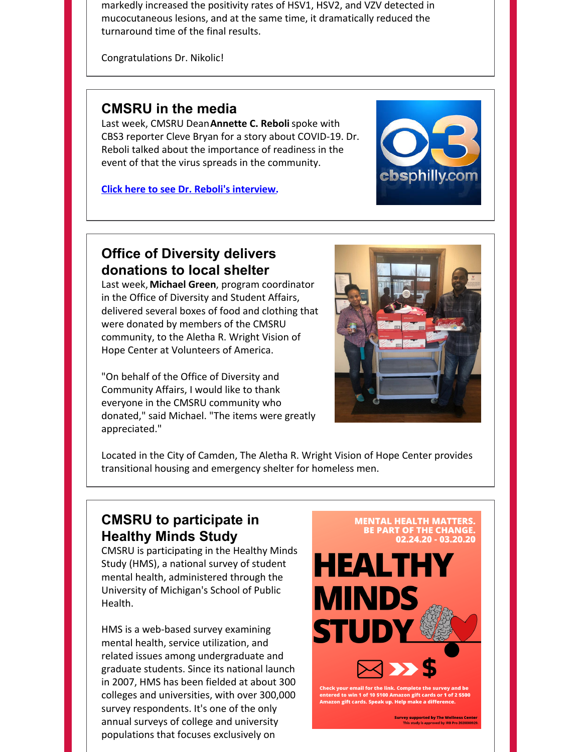markedly increased the positivity rates of HSV1, HSV2, and VZV detected in mucocutaneous lesions, and at the same time, it dramatically reduced the turnaround time of the final results.

Congratulations Dr. Nikolic!

## CMSRU in the media

Last week, CMSRU Dean **Annette C. Reboli** spoke with CBS3 reporter Cleve Bryan for a story about COVID-19. Dr. Reboli talked about the importance of readiness in the event of that the virus spreads in the community.

[Click here to see Dr. Reboli's interview.]

## Office of Diversity delivers donations to local shelter

Last week, **Michael Green**, program coordinator in the Office of Diversity and Student Affairs, delivered several boxes of food and clothing that were donated by members of the CMSRU community, to the Aletha R. Wright Vision of Hope Center at Volunteers of America.

"On behalf of the Office of Diversity and Community Affairs, I would like to thank everyone in the CMSRU community who donated," said Michael. "The items were greatly appreciated."

Located in the City of Camden, The Aletha R. Wright Vision of Hope Center provides transitional housing and emergency shelter for homeless men.

## CMSRU to participate in Healthy Minds Study

CMSRU is participating in the Healthy Minds Study (HMS), a national survey of student mental health, administered through the University of Michigan's School of Public Health.

HMS is a web-based survey examining mental health, service utilization, and related issues among undergraduate and graduate students. Since its national launch in 2007, HMS has been fielded at about 300 colleges and universities, with over 300,000 survey respondents. It's one of the only annual surveys of college and university populations that focuses exclusively on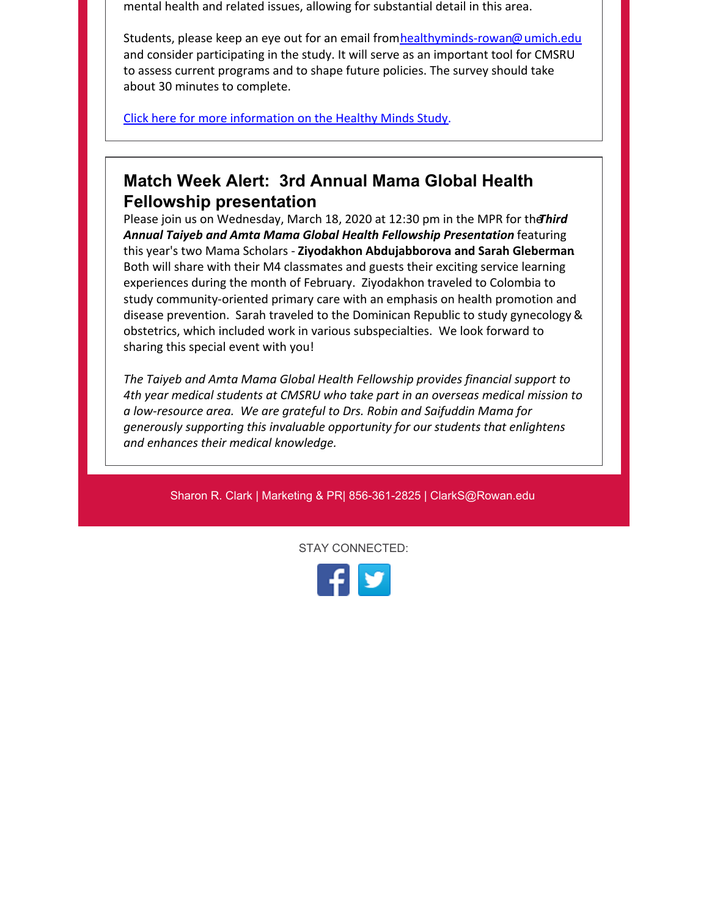mental health and related issues, allowing for substantial detail in this area.

Students, please keep an eye out for an email from healthyminds-rowan@umich.edu and consider participating in the study. It will serve as an important tool for CMSRU to assess current programs and to shape future policies. The survey should take about 30 minutes to complete.

Click here for more information on the Healthy Minds Study.

## Match Week Alert: 3rd Annual Mama Global Health Fellowship presentation

Please join us on Wednesday, March 18, 2020 at 12:30 pm in the MPR for the ***Third Annual Taiyeb and Amta Mama Global Health Fellowship Presentation*** featuring this year's two Mama Scholars - **Ziyodakhon Abdujabborova and Sarah Gleberman** Both will share with their M4 classmates and guests their exciting service learning experiences during the month of February. Ziyodakhon traveled to Colombia to study community-oriented primary care with an emphasis on health promotion and disease prevention. Sarah traveled to the Dominican Republic to study gynecology & obstetrics, which included work in various subspecialties. We look forward to sharing this special event with you!

*The Taiyeb and Amta Mama Global Health Fellowship provides financial support to 4th year medical students at CMSRU who take part in an overseas medical mission to a low-resource area. We are grateful to Drs. Robin and Saifuddin Mama for generously supporting this invaluable opportunity for our students that enlightens and enhances their medical knowledge.*

Sharon R. Clark | Marketing & PR| 856-361-2825 | ClarkS@Rowan.edu

STAY CONNECTED: